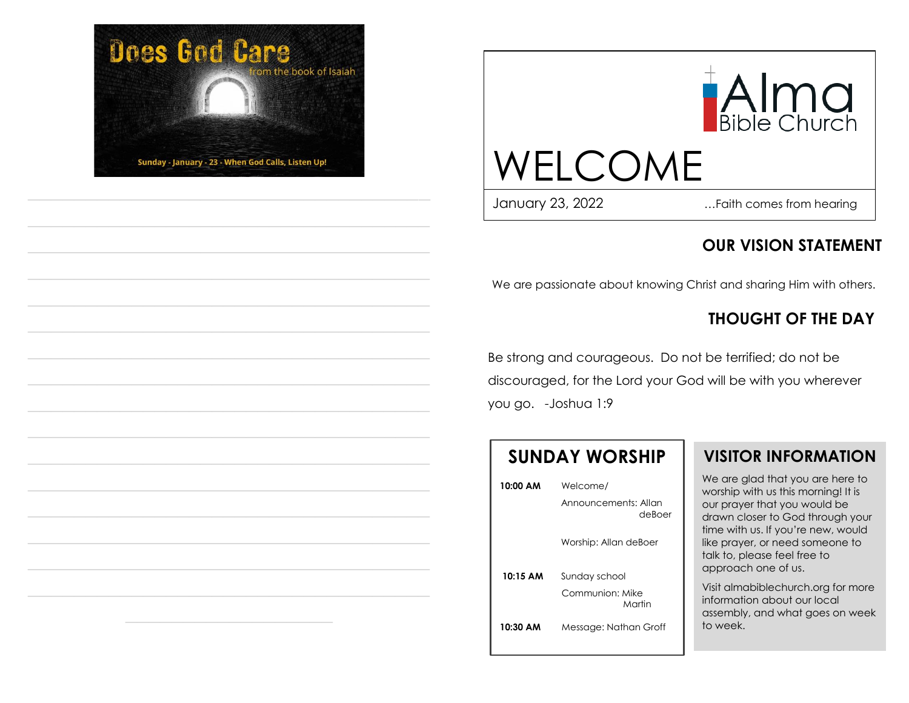Does God Care

from the book of Isaiah

Sunday - January - 23 - When God Calls, Listen Up!

Alma Bible Church

# WELCOME

January 23, 2022

...Faith comes from hearing

## OUR VISION STATEMENT

We are passionate about knowing Christ and sharing Him with others.

## THOUGHT OF THE DAY

Be strong and courageous. Do not be terrified; do not be discouraged, for the Lord your God will be with you wherever you go. -Joshua 1:9

## SUNDAY WORSHIP

| | |
|---|---|
| **10:00 AM** | Welcome/ Announcements: Allan deBoer |
| | Worship: Allan deBoer |
| **10:15 AM** | Sunday school |
| | Communion: Mike Martin |
| **10:30 AM** | Message: Nathan Groff |

## VISITOR INFORMATION

We are glad that you are here to worship with us this morning! It is our prayer that you would be drawn closer to God through your time with us. If you're new, would like prayer, or need someone to talk to, please feel free to approach one of us.

Visit almabiblechurch.org for more information about our local assembly, and what goes on week to week.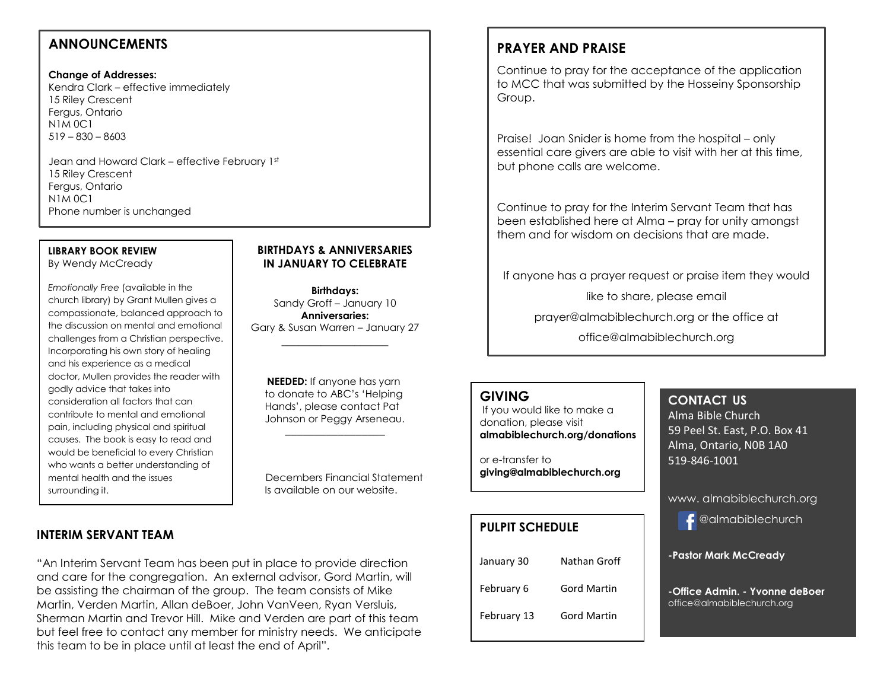## ANNOUNCEMENTS

**Change of Addresses:**
Kendra Clark – effective immediately
15 Riley Crescent
Fergus, Ontario
N1M 0C1
519 – 830 – 8603

Jean and Howard Clark – effective February 1st
15 Riley Crescent
Fergus, Ontario
N1M 0C1
Phone number is unchanged

### LIBRARY BOOK REVIEW
By Wendy McCready

*Emotionally Free* (available in the church library) by Grant Mullen gives a compassionate, balanced approach to the discussion on mental and emotional challenges from a Christian perspective. Incorporating his own story of healing and his experience as a medical doctor, Mullen provides the reader with godly advice that takes into consideration all factors that can contribute to mental and emotional pain, including physical and spiritual causes. The book is easy to read and would be beneficial to every Christian who wants a better understanding of mental health and the issues surrounding it.

### BIRTHDAYS & ANNIVERSARIES IN JANUARY TO CELEBRATE

**Birthdays:**
Sandy Groff – January 10
**Anniversaries:**
Gary & Susan Warren – January 27

---

**NEEDED:** If anyone has yarn to donate to ABC's 'Helping Hands', please contact Pat Johnson or Peggy Arseneau.

---

Decembers Financial Statement Is available on our website.

## INTERIM SERVANT TEAM

"An Interim Servant Team has been put in place to provide direction and care for the congregation. An external advisor, Gord Martin, will be assisting the chairman of the group. The team consists of Mike Martin, Verden Martin, Allan deBoer, John VanVeen, Ryan Versluis, Sherman Martin and Trevor Hill. Mike and Verden are part of this team but feel free to contact any member for ministry needs. We anticipate this team to be in place until at least the end of April".

## PRAYER AND PRAISE

Continue to pray for the acceptance of the application to MCC that was submitted by the Hosseiny Sponsorship Group.

Praise! Joan Snider is home from the hospital – only essential care givers are able to visit with her at this time, but phone calls are welcome.

Continue to pray for the Interim Servant Team that has been established here at Alma – pray for unity amongst them and for wisdom on decisions that are made.

If anyone has a prayer request or praise item they would like to share, please email prayer@almabiblechurch.org or the office at office@almabiblechurch.org

## GIVING

If you would like to make a donation, please visit **almabiblechurch.org/donations**

or e-transfer to **giving@almabiblechurch.org**

## PULPIT SCHEDULE

| | |
|---|---|
| January 30 | Nathan Groff |
| February 6 | Gord Martin |
| February 13 | Gord Martin |

## CONTACT US

Alma Bible Church
59 Peel St. East, P.O. Box 41
Alma, Ontario, N0B 1A0
519-846-1001

www. almabiblechurch.org
@almabiblechurch

**-Pastor Mark McCready**

**-Office Admin. - Yvonne deBoer**
office@almabiblechurch.org